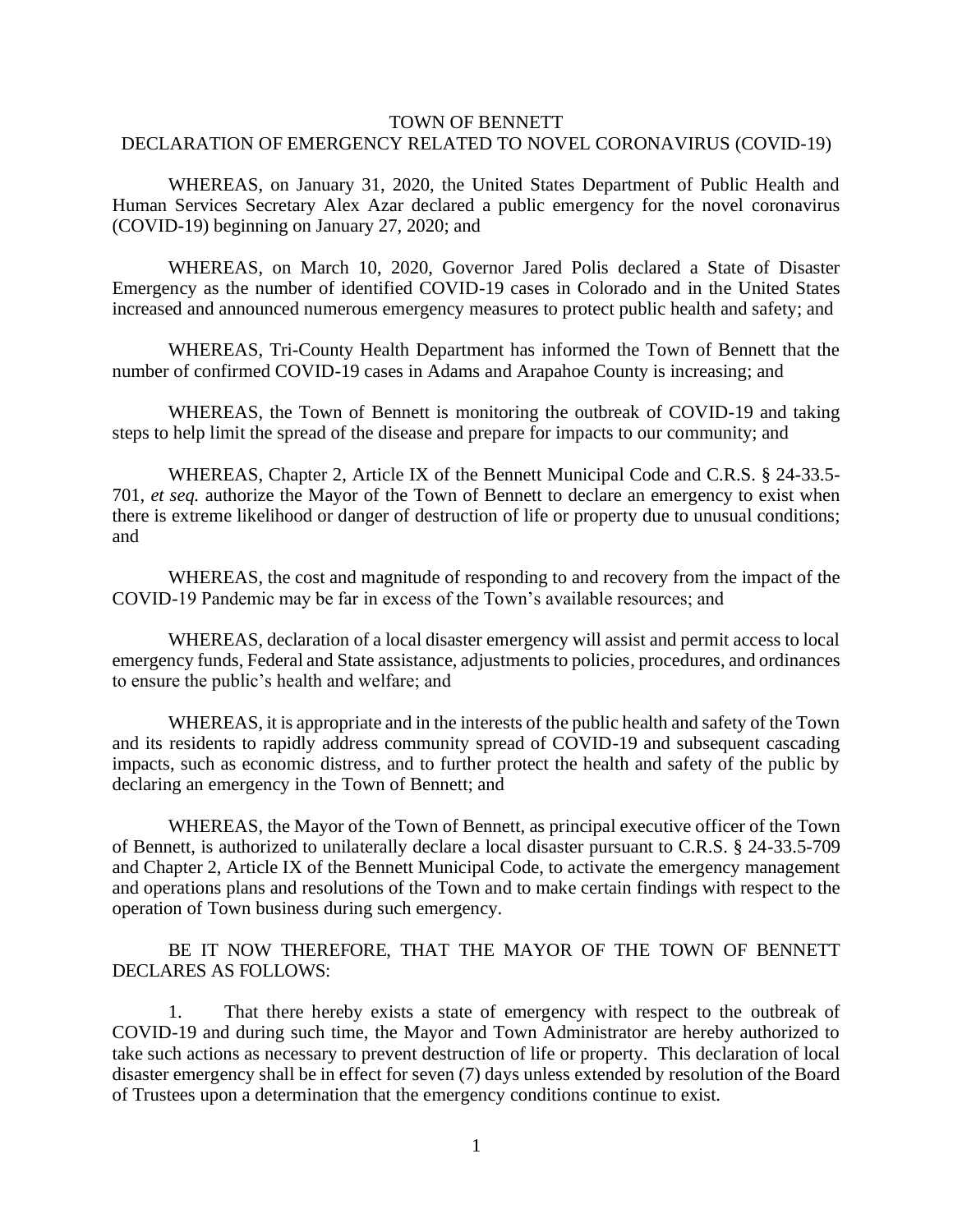# TOWN OF BENNETT
## DECLARATION OF EMERGENCY RELATED TO NOVEL CORONAVIRUS (COVID-19)

WHEREAS, on January 31, 2020, the United States Department of Public Health and Human Services Secretary Alex Azar declared a public emergency for the novel coronavirus (COVID-19) beginning on January 27, 2020; and

WHEREAS, on March 10, 2020, Governor Jared Polis declared a State of Disaster Emergency as the number of identified COVID-19 cases in Colorado and in the United States increased and announced numerous emergency measures to protect public health and safety; and

WHEREAS, Tri-County Health Department has informed the Town of Bennett that the number of confirmed COVID-19 cases in Adams and Arapahoe County is increasing; and

WHEREAS, the Town of Bennett is monitoring the outbreak of COVID-19 and taking steps to help limit the spread of the disease and prepare for impacts to our community; and

WHEREAS, Chapter 2, Article IX of the Bennett Municipal Code and C.R.S. § 24-33.5-701, *et seq.* authorize the Mayor of the Town of Bennett to declare an emergency to exist when there is extreme likelihood or danger of destruction of life or property due to unusual conditions; and

WHEREAS, the cost and magnitude of responding to and recovery from the impact of the COVID-19 Pandemic may be far in excess of the Town's available resources; and

WHEREAS, declaration of a local disaster emergency will assist and permit access to local emergency funds, Federal and State assistance, adjustments to policies, procedures, and ordinances to ensure the public's health and welfare; and

WHEREAS, it is appropriate and in the interests of the public health and safety of the Town and its residents to rapidly address community spread of COVID-19 and subsequent cascading impacts, such as economic distress, and to further protect the health and safety of the public by declaring an emergency in the Town of Bennett; and

WHEREAS, the Mayor of the Town of Bennett, as principal executive officer of the Town of Bennett, is authorized to unilaterally declare a local disaster pursuant to C.R.S. § 24-33.5-709 and Chapter 2, Article IX of the Bennett Municipal Code, to activate the emergency management and operations plans and resolutions of the Town and to make certain findings with respect to the operation of Town business during such emergency.

BE IT NOW THEREFORE, THAT THE MAYOR OF THE TOWN OF BENNETT DECLARES AS FOLLOWS:

1. That there hereby exists a state of emergency with respect to the outbreak of COVID-19 and during such time, the Mayor and Town Administrator are hereby authorized to take such actions as necessary to prevent destruction of life or property. This declaration of local disaster emergency shall be in effect for seven (7) days unless extended by resolution of the Board of Trustees upon a determination that the emergency conditions continue to exist.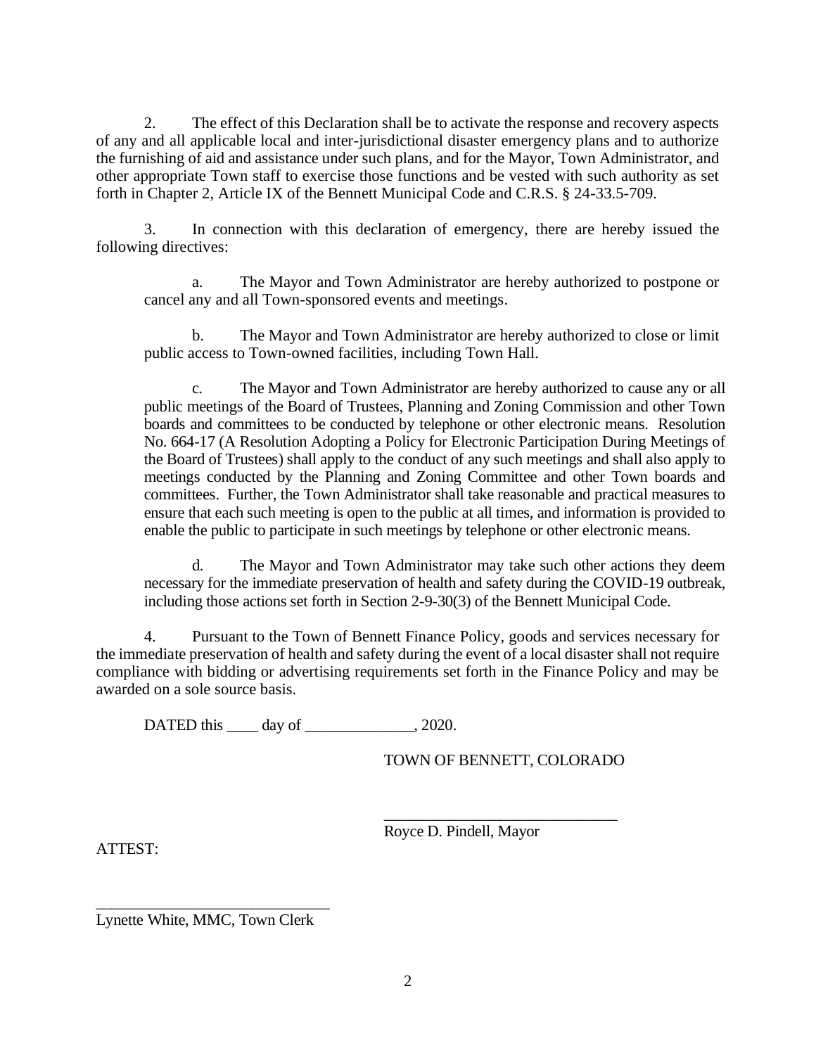2. The effect of this Declaration shall be to activate the response and recovery aspects of any and all applicable local and inter-jurisdictional disaster emergency plans and to authorize the furnishing of aid and assistance under such plans, and for the Mayor, Town Administrator, and other appropriate Town staff to exercise those functions and be vested with such authority as set forth in Chapter 2, Article IX of the Bennett Municipal Code and C.R.S. § 24-33.5-709.

3. In connection with this declaration of emergency, there are hereby issued the following directives:

a. The Mayor and Town Administrator are hereby authorized to postpone or cancel any and all Town-sponsored events and meetings.

b. The Mayor and Town Administrator are hereby authorized to close or limit public access to Town-owned facilities, including Town Hall.

c. The Mayor and Town Administrator are hereby authorized to cause any or all public meetings of the Board of Trustees, Planning and Zoning Commission and other Town boards and committees to be conducted by telephone or other electronic means. Resolution No. 664-17 (A Resolution Adopting a Policy for Electronic Participation During Meetings of the Board of Trustees) shall apply to the conduct of any such meetings and shall also apply to meetings conducted by the Planning and Zoning Committee and other Town boards and committees. Further, the Town Administrator shall take reasonable and practical measures to ensure that each such meeting is open to the public at all times, and information is provided to enable the public to participate in such meetings by telephone or other electronic means.

d. The Mayor and Town Administrator may take such other actions they deem necessary for the immediate preservation of health and safety during the COVID-19 outbreak, including those actions set forth in Section 2-9-30(3) of the Bennett Municipal Code.

4. Pursuant to the Town of Bennett Finance Policy, goods and services necessary for the immediate preservation of health and safety during the event of a local disaster shall not require compliance with bidding or advertising requirements set forth in the Finance Policy and may be awarded on a sole source basis.

DATED this ____ day of ______________, 2020.

TOWN OF BENNETT, COLORADO

______________________________
Royce D. Pindell, Mayor

ATTEST:

______________________________
Lynette White, MMC, Town Clerk